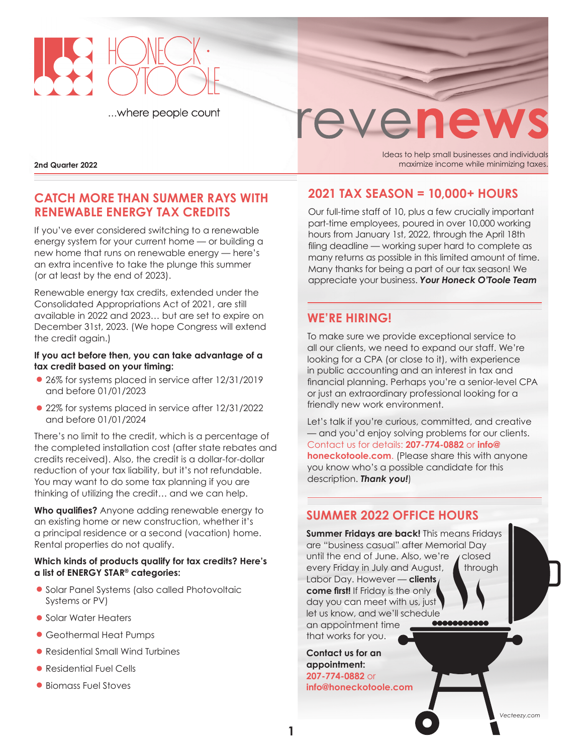HONECK · O'TOOLE

...where people count

# revenews

Ideas to help small businesses and individuals maximize income while minimizing taxes.

**2nd Quarter 2022**

## CATCH MORE THAN SUMMER RAYS WITH RENEWABLE ENERGY TAX CREDITS

If you've ever considered switching to a renewable energy system for your current home — or building a new home that runs on renewable energy — here's an extra incentive to take the plunge this summer (or at least by the end of 2023).

Renewable energy tax credits, extended under the Consolidated Appropriations Act of 2021, are still available in 2022 and 2023… but are set to expire on December 31st, 2023. (We hope Congress will extend the credit again.)

**If you act before then, you can take advantage of a tax credit based on your timing:**

- 26% for systems placed in service after 12/31/2019 and before 01/01/2023
- 22% for systems placed in service after 12/31/2022 and before 01/01/2024

There's no limit to the credit, which is a percentage of the completed installation cost (after state rebates and credits received). Also, the credit is a dollar-for-dollar reduction of your tax liability, but it's not refundable. You may want to do some tax planning if you are thinking of utilizing the credit… and we can help.

**Who qualifies?** Anyone adding renewable energy to an existing home or new construction, whether it's a principal residence or a second (vacation) home. Rental properties do not qualify.

**Which kinds of products qualify for tax credits? Here's a list of ENERGY STAR® categories:**

- Solar Panel Systems (also called Photovoltaic Systems or PV)
- Solar Water Heaters
- Geothermal Heat Pumps
- Residential Small Wind Turbines
- Residential Fuel Cells
- Biomass Fuel Stoves

## 2021 TAX SEASON = 10,000+ HOURS

Our full-time staff of 10, plus a few crucially important part-time employees, poured in over 10,000 working hours from January 1st, 2022, through the April 18th filing deadline — working super hard to complete as many returns as possible in this limited amount of time. Many thanks for being a part of our tax season! We appreciate your business. ***Your Honeck O'Toole Team***

## WE'RE HIRING!

To make sure we provide exceptional service to all our clients, we need to expand our staff. We're looking for a CPA (or close to it), with experience in public accounting and an interest in tax and financial planning. Perhaps you're a senior-level CPA or just an extraordinary professional looking for a friendly new work environment.

Let's talk if you're curious, committed, and creative — and you'd enjoy solving problems for our clients. Contact us for details: **207-774-0882** or **info@honeckotoole.com**. (Please share this with anyone you know who's a possible candidate for this description. ***Thank you!***)

## SUMMER 2022 OFFICE HOURS

**Summer Fridays are back!** This means Fridays are "business casual" after Memorial Day until the end of June. Also, we're closed every Friday in July and August, through Labor Day. However — **clients come first!** If Friday is the only day you can meet with us, just let us know, and we'll schedule an appointment time that works for you.

**Contact us for an appointment:**
**207-774-0882** or
**info@honeckotoole.com**

Vecteezy.com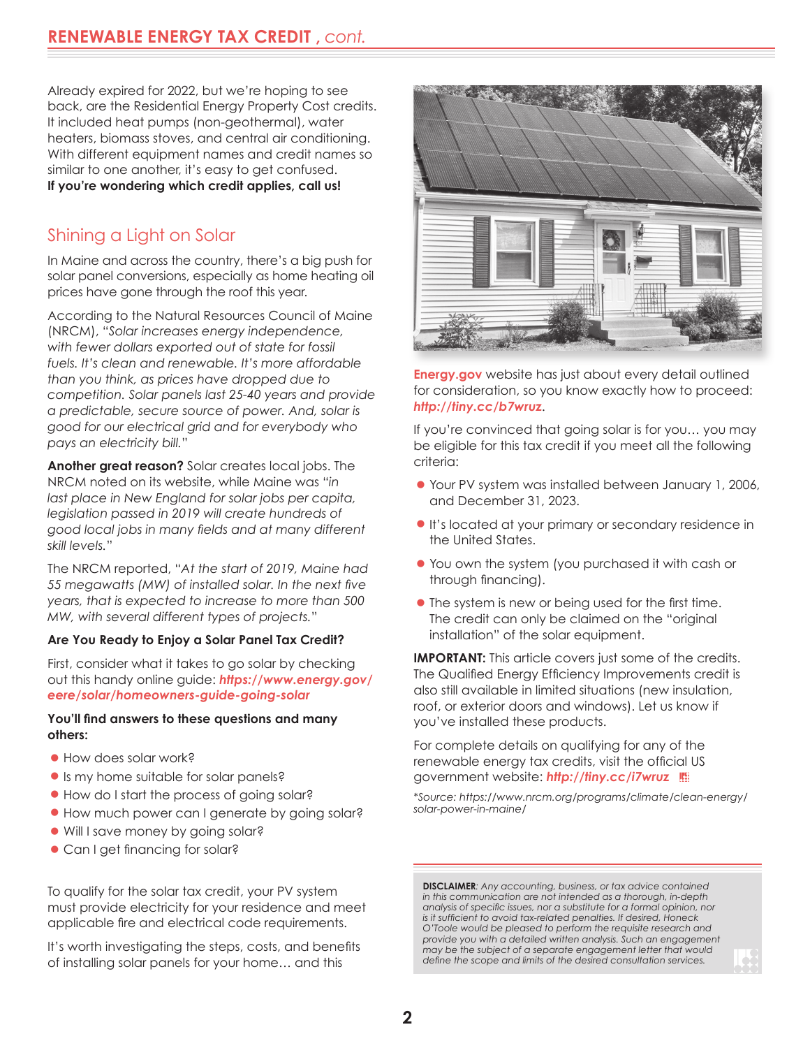## RENEWABLE ENERGY TAX CREDIT , *cont.*

Already expired for 2022, but we're hoping to see back, are the Residential Energy Property Cost credits. It included heat pumps (non-geothermal), water heaters, biomass stoves, and central air conditioning. With different equipment names and credit names so similar to one another, it's easy to get confused. **If you're wondering which credit applies, call us!**

## Shining a Light on Solar

In Maine and across the country, there's a big push for solar panel conversions, especially as home heating oil prices have gone through the roof this year.

According to the Natural Resources Council of Maine (NRCM), "*Solar increases energy independence, with fewer dollars exported out of state for fossil fuels. It's clean and renewable. It's more affordable than you think, as prices have dropped due to competition. Solar panels last 25-40 years and provide a predictable, secure source of power. And, solar is good for our electrical grid and for everybody who pays an electricity bill.*"

**Another great reason?** Solar creates local jobs. The NRCM noted on its website, while Maine was "*in last place in New England for solar jobs per capita, legislation passed in 2019 will create hundreds of good local jobs in many fields and at many different skill levels.*"

The NRCM reported, "*At the start of 2019, Maine had 55 megawatts (MW) of installed solar. In the next five years, that is expected to increase to more than 500 MW, with several different types of projects.*"

**Are You Ready to Enjoy a Solar Panel Tax Credit?**

First, consider what it takes to go solar by checking out this handy online guide: ***https://www.energy.gov/eere/solar/homeowners-guide-going-solar***

**You'll find answers to these questions and many others:**

- How does solar work?
- Is my home suitable for solar panels?
- How do I start the process of going solar?
- How much power can I generate by going solar?
- Will I save money by going solar?
- Can I get financing for solar?

To qualify for the solar tax credit, your PV system must provide electricity for your residence and meet applicable fire and electrical code requirements.

It's worth investigating the steps, costs, and benefits of installing solar panels for your home… and this **Energy.gov** website has just about every detail outlined for consideration, so you know exactly how to proceed: ***http://tiny.cc/b7wruz***.

If you're convinced that going solar is for you… you may be eligible for this tax credit if you meet all the following criteria:

- Your PV system was installed between January 1, 2006, and December 31, 2023.
- It's located at your primary or secondary residence in the United States.
- You own the system (you purchased it with cash or through financing).
- The system is new or being used for the first time. The credit can only be claimed on the "original installation" of the solar equipment.

**IMPORTANT:** This article covers just some of the credits. The Qualified Energy Efficiency Improvements credit is also still available in limited situations (new insulation, roof, or exterior doors and windows). Let us know if you've installed these products.

For complete details on qualifying for any of the renewable energy tax credits, visit the official US government website: ***http://tiny.cc/i7wruz***

*\*Source: https://www.nrcm.org/programs/climate/clean-energy/solar-power-in-maine/*

**DISCLAIMER**: *Any accounting, business, or tax advice contained in this communication are not intended as a thorough, in-depth analysis of specific issues, nor a substitute for a formal opinion, nor is it sufficient to avoid tax-related penalties. If desired, Honeck O'Toole would be pleased to perform the requisite research and provide you with a detailed written analysis. Such an engagement may be the subject of a separate engagement letter that would define the scope and limits of the desired consultation services.*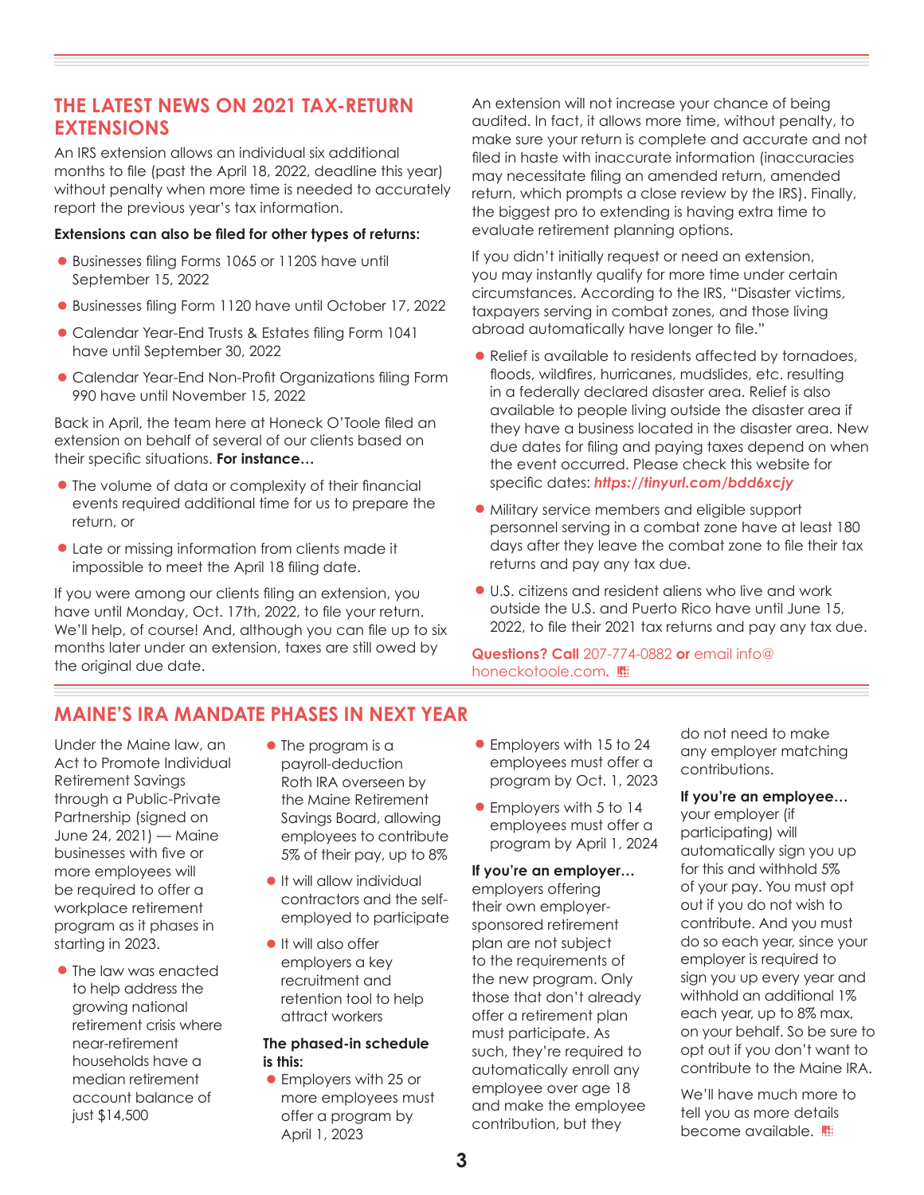## THE LATEST NEWS ON 2021 TAX-RETURN EXTENSIONS

An IRS extension allows an individual six additional months to file (past the April 18, 2022, deadline this year) without penalty when more time is needed to accurately report the previous year's tax information.

**Extensions can also be filed for other types of returns:**

- Businesses filing Forms 1065 or 1120S have until September 15, 2022
- Businesses filing Form 1120 have until October 17, 2022
- Calendar Year-End Trusts & Estates filing Form 1041 have until September 30, 2022
- Calendar Year-End Non-Profit Organizations filing Form 990 have until November 15, 2022

Back in April, the team here at Honeck O'Toole filed an extension on behalf of several of our clients based on their specific situations. **For instance…**

- The volume of data or complexity of their financial events required additional time for us to prepare the return, or
- Late or missing information from clients made it impossible to meet the April 18 filing date.

If you were among our clients filing an extension, you have until Monday, Oct. 17th, 2022, to file your return. We'll help, of course! And, although you can file up to six months later under an extension, taxes are still owed by the original due date.

An extension will not increase your chance of being audited. In fact, it allows more time, without penalty, to make sure your return is complete and accurate and not filed in haste with inaccurate information (inaccuracies may necessitate filing an amended return, amended return, which prompts a close review by the IRS). Finally, the biggest pro to extending is having extra time to evaluate retirement planning options.

If you didn't initially request or need an extension, you may instantly qualify for more time under certain circumstances. According to the IRS, "Disaster victims, taxpayers serving in combat zones, and those living abroad automatically have longer to file."

- Relief is available to residents affected by tornadoes, floods, wildfires, hurricanes, mudslides, etc. resulting in a federally declared disaster area. Relief is also available to people living outside the disaster area if they have a business located in the disaster area. New due dates for filing and paying taxes depend on when the event occurred. Please check this website for specific dates: ***https://tinyurl.com/bdd6xcjy***
- Military service members and eligible support personnel serving in a combat zone have at least 180 days after they leave the combat zone to file their tax returns and pay any tax due.
- U.S. citizens and resident aliens who live and work outside the U.S. and Puerto Rico have until June 15, 2022, to file their 2021 tax returns and pay any tax due.

**Questions? Call** 207-774-0882 **or** email info@honeckotoole.com.

## MAINE'S IRA MANDATE PHASES IN NEXT YEAR

Under the Maine law, an Act to Promote Individual Retirement Savings through a Public-Private Partnership (signed on June 24, 2021) — Maine businesses with five or more employees will be required to offer a workplace retirement program as it phases in starting in 2023.

- The law was enacted to help address the growing national retirement crisis where near-retirement households have a median retirement account balance of just $14,500
- The program is a payroll-deduction Roth IRA overseen by the Maine Retirement Savings Board, allowing employees to contribute 5% of their pay, up to 8%
- It will allow individual contractors and the self-employed to participate
- It will also offer employers a key recruitment and retention tool to help attract workers

**The phased-in schedule is this:**

- Employers with 25 or more employees must offer a program by April 1, 2023
- Employers with 15 to 24 employees must offer a program by Oct. 1, 2023
- Employers with 5 to 14 employees must offer a program by April 1, 2024

**If you're an employer…** employers offering their own employer-sponsored retirement plan are not subject to the requirements of the new program. Only those that don't already offer a retirement plan must participate. As such, they're required to automatically enroll any employee over age 18 and make the employee contribution, but they do not need to make any employer matching contributions.

**If you're an employee…** your employer (if participating) will automatically sign you up for this and withhold 5% of your pay. You must opt out if you do not wish to contribute. And you must do so each year, since your employer is required to sign you up every year and withhold an additional 1% each year, up to 8% max, on your behalf. So be sure to opt out if you don't want to contribute to the Maine IRA.

We'll have much more to tell you as more details become available.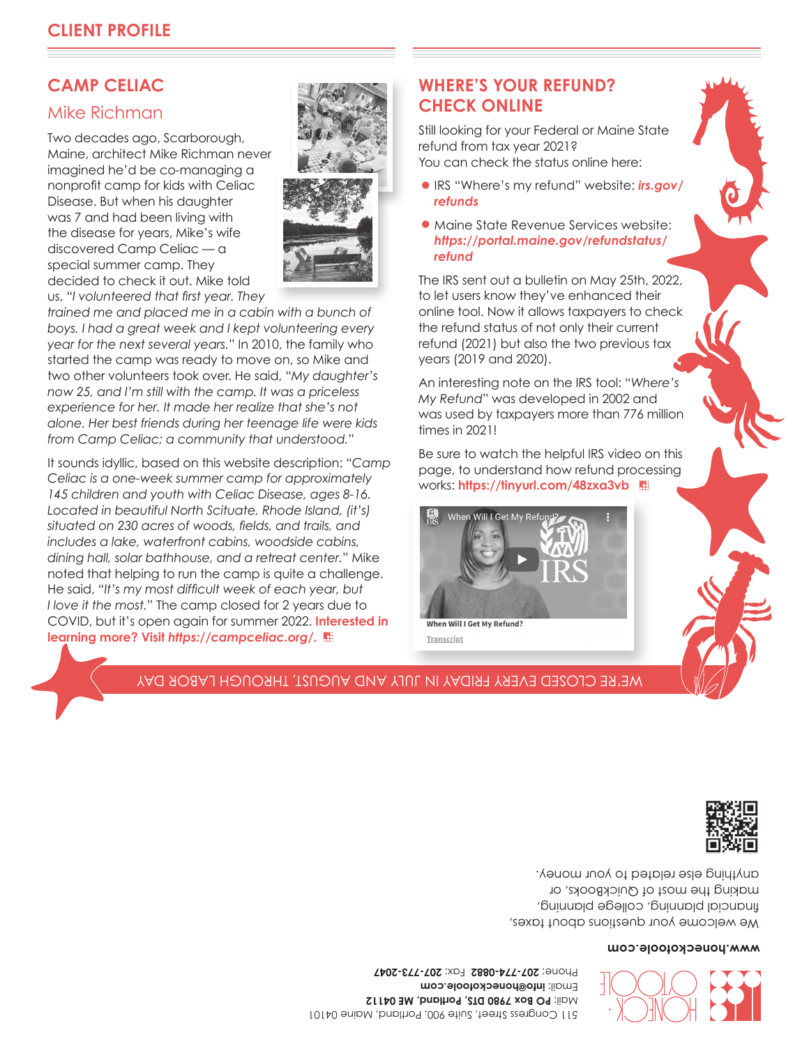# CLIENT PROFILE

## CAMP CELIAC

### Mike Richman

Two decades ago, Scarborough, Maine, architect Mike Richman never imagined he'd be co-managing a nonprofit camp for kids with Celiac Disease. But when his daughter was 7 and had been living with the disease for years, Mike's wife discovered Camp Celiac — a special summer camp. They decided to check it out. Mike told us, "*I volunteered that first year. They trained me and placed me in a cabin with a bunch of boys. I had a great week and I kept volunteering every year for the next several years.*" In 2010, the family who started the camp was ready to move on, so Mike and two other volunteers took over. He said, "*My daughter's now 25, and I'm still with the camp. It was a priceless experience for her. It made her realize that she's not alone. Her best friends during her teenage life were kids from Camp Celiac; a community that understood.*"

It sounds idyllic, based on this website description: "*Camp Celiac is a one-week summer camp for approximately 145 children and youth with Celiac Disease, ages 8-16. Located in beautiful North Scituate, Rhode Island, (it's) situated on 230 acres of woods, fields, and trails, and includes a lake, waterfront cabins, woodside cabins, dining hall, solar bathhouse, and a retreat center.*" Mike noted that helping to run the camp is quite a challenge. He said, "*It's my most difficult week of each year, but I love it the most.*" The camp closed for 2 years due to COVID, but it's open again for summer 2022. **Interested in learning more? Visit *https://campceliac.org/*.**

## WHERE'S YOUR REFUND? CHECK ONLINE

Still looking for your Federal or Maine State refund from tax year 2021?
You can check the status online here:

- IRS "Where's my refund" website: ***irs.gov/refunds***
- Maine State Revenue Services website: ***https://portal.maine.gov/refundstatus/refund***

The IRS sent out a bulletin on May 25th, 2022, to let users know they've enhanced their online tool. Now it allows taxpayers to check the refund status of not only their current refund (2021) but also the two previous tax years (2019 and 2020).

An interesting note on the IRS tool: "*Where's My Refund*" was developed in 2002 and was used by taxpayers more than 776 million times in 2021!

Be sure to watch the helpful IRS video on this page, to understand how refund processing works: **https://tinyurl.com/48zxa3vb**

When Will I Get My Refund?

When Will I Get My Refund?

Transcript

WE'RE CLOSED EVERY FRIDAY IN JULY AND AUGUST, THROUGH LABOR DAY

**www.honeckotoole.com**

We welcome your questions about taxes, financial planning, college planning, making the most of QuickBooks, or anything else related to your money.

511 Congress Street, Suite 900, Portland, Maine 04101
Mail: **PO Box 7980 DTS, Portland, ME 04112**
Email: **info@honeckotoole.com**
Phone: **207-774-0882** Fax: **207-773-2047**